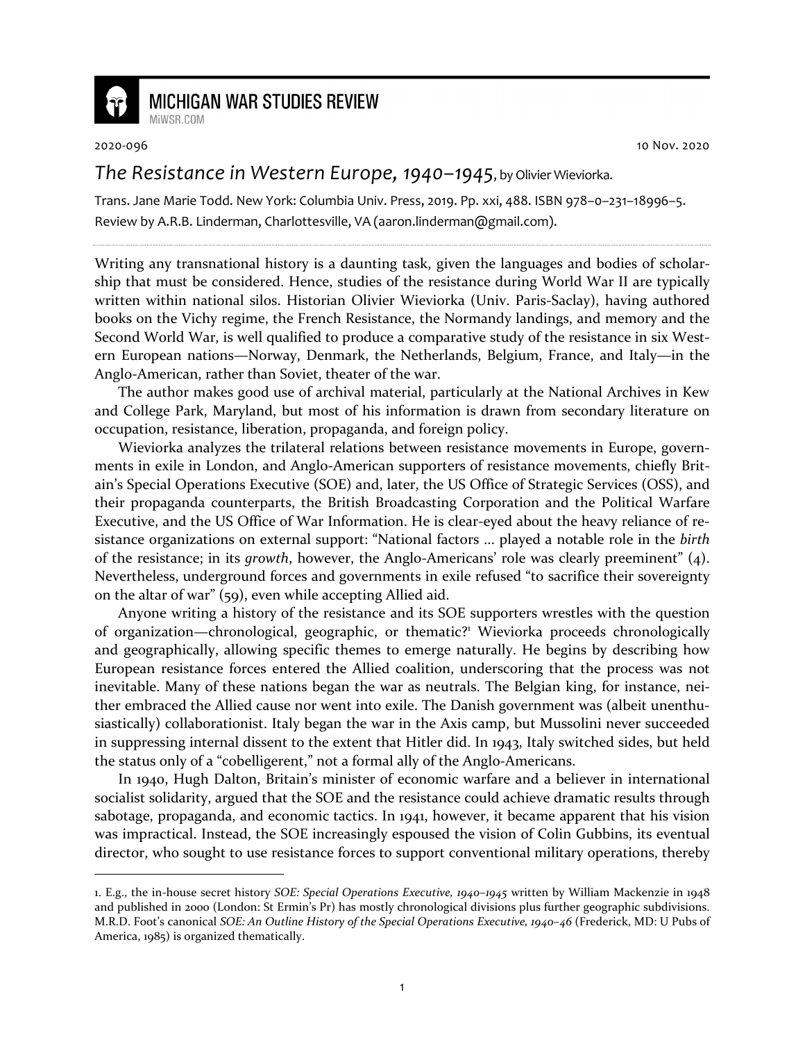# MICHIGAN WAR STUDIES REVIEW

MiWSR.COM

2020-096 10 Nov. 2020

## *The Resistance in Western Europe, 1940–1945*, by Olivier Wieviorka.

Trans. Jane Marie Todd. New York: Columbia Univ. Press, 2019. Pp. xxi, 488. ISBN 978–0–231–18996–5.
Review by A.R.B. Linderman, Charlottesville, VA (aaron.linderman@gmail.com).

---

Writing any transnational history is a daunting task, given the languages and bodies of scholarship that must be considered. Hence, studies of the resistance during World War II are typically written within national silos. Historian Olivier Wieviorka (Univ. Paris-Saclay), having authored books on the Vichy regime, the French Resistance, the Normandy landings, and memory and the Second World War, is well qualified to produce a comparative study of the resistance in six Western European nations—Norway, Denmark, the Netherlands, Belgium, France, and Italy—in the Anglo-American, rather than Soviet, theater of the war.

The author makes good use of archival material, particularly at the National Archives in Kew and College Park, Maryland, but most of his information is drawn from secondary literature on occupation, resistance, liberation, propaganda, and foreign policy.

Wieviorka analyzes the trilateral relations between resistance movements in Europe, governments in exile in London, and Anglo-American supporters of resistance movements, chiefly Britain's Special Operations Executive (SOE) and, later, the US Office of Strategic Services (OSS), and their propaganda counterparts, the British Broadcasting Corporation and the Political Warfare Executive, and the US Office of War Information. He is clear-eyed about the heavy reliance of resistance organizations on external support: "National factors ... played a notable role in the *birth* of the resistance; in its *growth*, however, the Anglo-Americans' role was clearly preeminent" (4). Nevertheless, underground forces and governments in exile refused "to sacrifice their sovereignty on the altar of war" (59), even while accepting Allied aid.

Anyone writing a history of the resistance and its SOE supporters wrestles with the question of organization—chronological, geographic, or thematic?[1] Wieviorka proceeds chronologically and geographically, allowing specific themes to emerge naturally. He begins by describing how European resistance forces entered the Allied coalition, underscoring that the process was not inevitable. Many of these nations began the war as neutrals. The Belgian king, for instance, neither embraced the Allied cause nor went into exile. The Danish government was (albeit unenthusiastically) collaborationist. Italy began the war in the Axis camp, but Mussolini never succeeded in suppressing internal dissent to the extent that Hitler did. In 1943, Italy switched sides, but held the status only of a "cobelligerent," not a formal ally of the Anglo-Americans.

In 1940, Hugh Dalton, Britain's minister of economic warfare and a believer in international socialist solidarity, argued that the SOE and the resistance could achieve dramatic results through sabotage, propaganda, and economic tactics. In 1941, however, it became apparent that his vision was impractical. Instead, the SOE increasingly espoused the vision of Colin Gubbins, its eventual director, who sought to use resistance forces to support conventional military operations, thereby

---

1. E.g., the in-house secret history *SOE: Special Operations Executive, 1940–1945* written by William Mackenzie in 1948 and published in 2000 (London: St Ermin's Pr) has mostly chronological divisions plus further geographic subdivisions. M.R.D. Foot's canonical *SOE: An Outline History of the Special Operations Executive, 1940–46* (Frederick, MD: U Pubs of America, 1985) is organized thematically.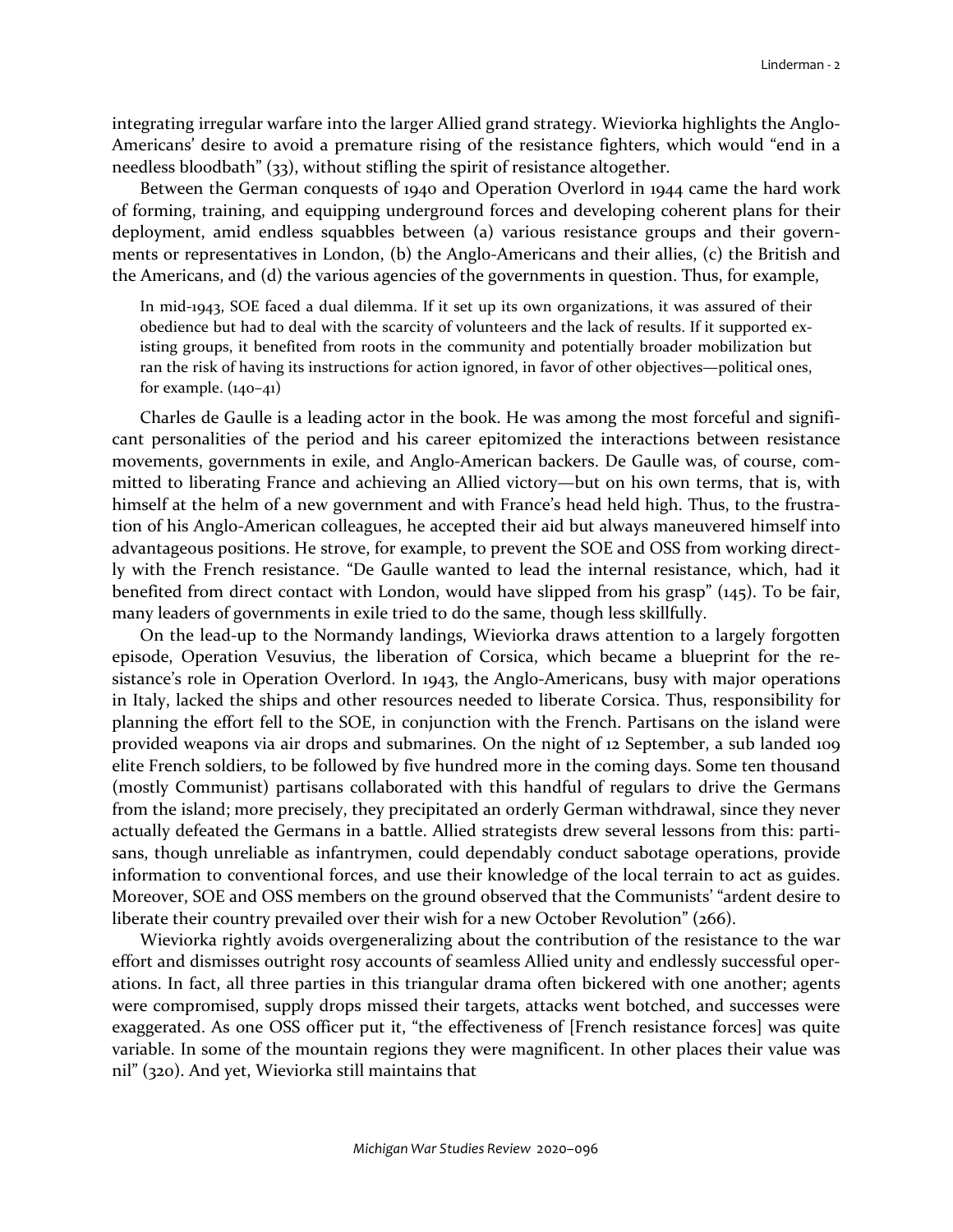integrating irregular warfare into the larger Allied grand strategy. Wieviorka highlights the Anglo-Americans' desire to avoid a premature rising of the resistance fighters, which would "end in a needless bloodbath" (33), without stifling the spirit of resistance altogether.

Between the German conquests of 1940 and Operation Overlord in 1944 came the hard work of forming, training, and equipping underground forces and developing coherent plans for their deployment, amid endless squabbles between (a) various resistance groups and their governments or representatives in London, (b) the Anglo-Americans and their allies, (c) the British and the Americans, and (d) the various agencies of the governments in question. Thus, for example,

> In mid-1943, SOE faced a dual dilemma. If it set up its own organizations, it was assured of their obedience but had to deal with the scarcity of volunteers and the lack of results. If it supported existing groups, it benefited from roots in the community and potentially broader mobilization but ran the risk of having its instructions for action ignored, in favor of other objectives—political ones, for example. (140–41)

Charles de Gaulle is a leading actor in the book. He was among the most forceful and significant personalities of the period and his career epitomized the interactions between resistance movements, governments in exile, and Anglo-American backers. De Gaulle was, of course, committed to liberating France and achieving an Allied victory—but on his own terms, that is, with himself at the helm of a new government and with France's head held high. Thus, to the frustration of his Anglo-American colleagues, he accepted their aid but always maneuvered himself into advantageous positions. He strove, for example, to prevent the SOE and OSS from working directly with the French resistance. "De Gaulle wanted to lead the internal resistance, which, had it benefited from direct contact with London, would have slipped from his grasp" (145). To be fair, many leaders of governments in exile tried to do the same, though less skillfully.

On the lead-up to the Normandy landings, Wieviorka draws attention to a largely forgotten episode, Operation Vesuvius, the liberation of Corsica, which became a blueprint for the resistance's role in Operation Overlord. In 1943, the Anglo-Americans, busy with major operations in Italy, lacked the ships and other resources needed to liberate Corsica. Thus, responsibility for planning the effort fell to the SOE, in conjunction with the French. Partisans on the island were provided weapons via air drops and submarines. On the night of 12 September, a sub landed 109 elite French soldiers, to be followed by five hundred more in the coming days. Some ten thousand (mostly Communist) partisans collaborated with this handful of regulars to drive the Germans from the island; more precisely, they precipitated an orderly German withdrawal, since they never actually defeated the Germans in a battle. Allied strategists drew several lessons from this: partisans, though unreliable as infantrymen, could dependably conduct sabotage operations, provide information to conventional forces, and use their knowledge of the local terrain to act as guides. Moreover, SOE and OSS members on the ground observed that the Communists' "ardent desire to liberate their country prevailed over their wish for a new October Revolution" (266).

Wieviorka rightly avoids overgeneralizing about the contribution of the resistance to the war effort and dismisses outright rosy accounts of seamless Allied unity and endlessly successful operations. In fact, all three parties in this triangular drama often bickered with one another; agents were compromised, supply drops missed their targets, attacks went botched, and successes were exaggerated. As one OSS officer put it, "the effectiveness of [French resistance forces] was quite variable. In some of the mountain regions they were magnificent. In other places their value was nil" (320). And yet, Wieviorka still maintains that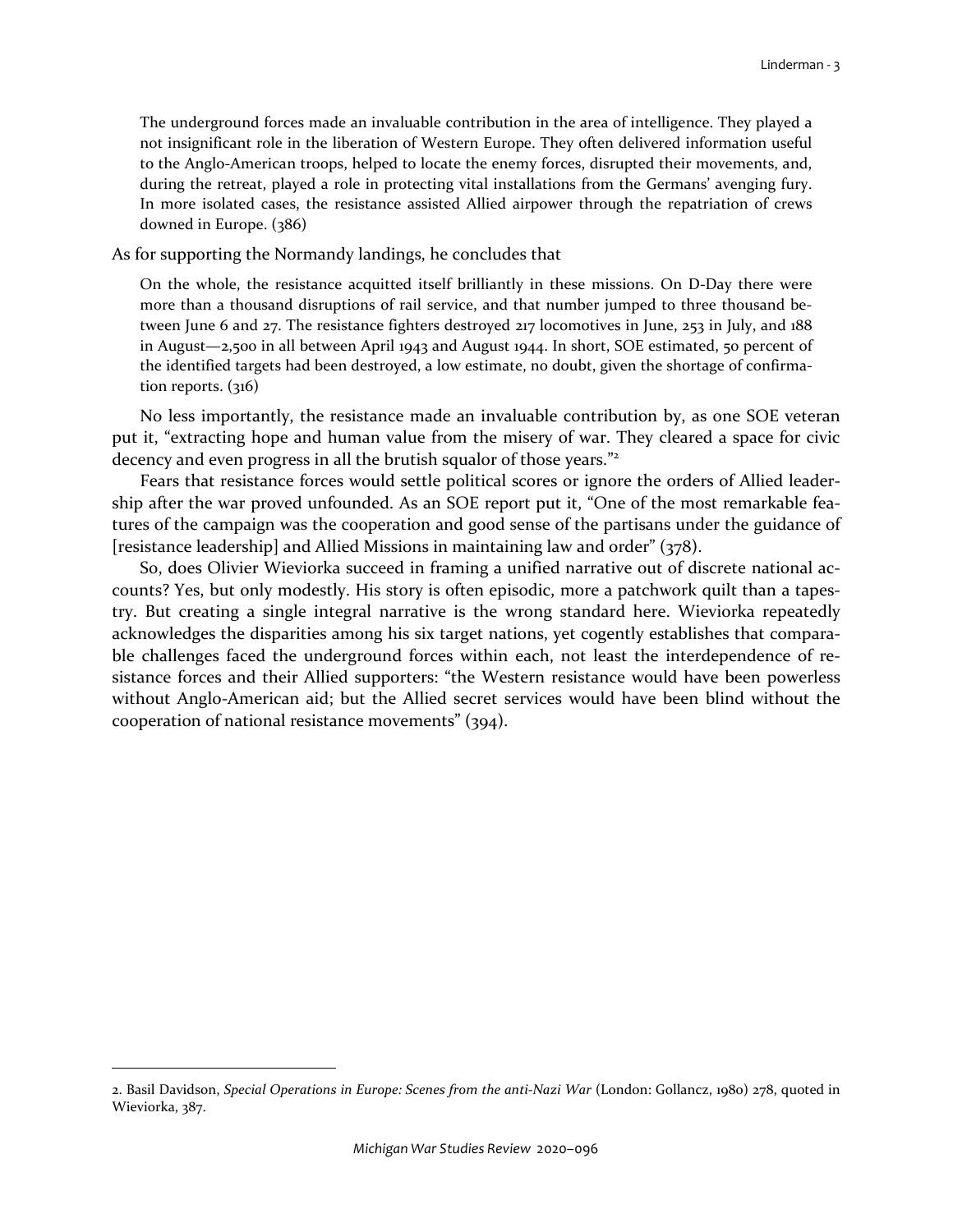> The underground forces made an invaluable contribution in the area of intelligence. They played a not insignificant role in the liberation of Western Europe. They often delivered information useful to the Anglo-American troops, helped to locate the enemy forces, disrupted their movements, and, during the retreat, played a role in protecting vital installations from the Germans' avenging fury. In more isolated cases, the resistance assisted Allied airpower through the repatriation of crews downed in Europe. (386)

As for supporting the Normandy landings, he concludes that

> On the whole, the resistance acquitted itself brilliantly in these missions. On D-Day there were more than a thousand disruptions of rail service, and that number jumped to three thousand between June 6 and 27. The resistance fighters destroyed 217 locomotives in June, 253 in July, and 188 in August—2,500 in all between April 1943 and August 1944. In short, SOE estimated, 50 percent of the identified targets had been destroyed, a low estimate, no doubt, given the shortage of confirmation reports. (316)

No less importantly, the resistance made an invaluable contribution by, as one SOE veteran put it, "extracting hope and human value from the misery of war. They cleared a space for civic decency and even progress in all the brutish squalor of those years."[2]

Fears that resistance forces would settle political scores or ignore the orders of Allied leadership after the war proved unfounded. As an SOE report put it, "One of the most remarkable features of the campaign was the cooperation and good sense of the partisans under the guidance of [resistance leadership] and Allied Missions in maintaining law and order" (378).

So, does Olivier Wieviorka succeed in framing a unified narrative out of discrete national accounts? Yes, but only modestly. His story is often episodic, more a patchwork quilt than a tapestry. But creating a single integral narrative is the wrong standard here. Wieviorka repeatedly acknowledges the disparities among his six target nations, yet cogently establishes that comparable challenges faced the underground forces within each, not least the interdependence of resistance forces and their Allied supporters: "the Western resistance would have been powerless without Anglo-American aid; but the Allied secret services would have been blind without the cooperation of national resistance movements" (394).

---

2. Basil Davidson, *Special Operations in Europe: Scenes from the anti-Nazi War* (London: Gollancz, 1980) 278, quoted in Wieviorka, 387.